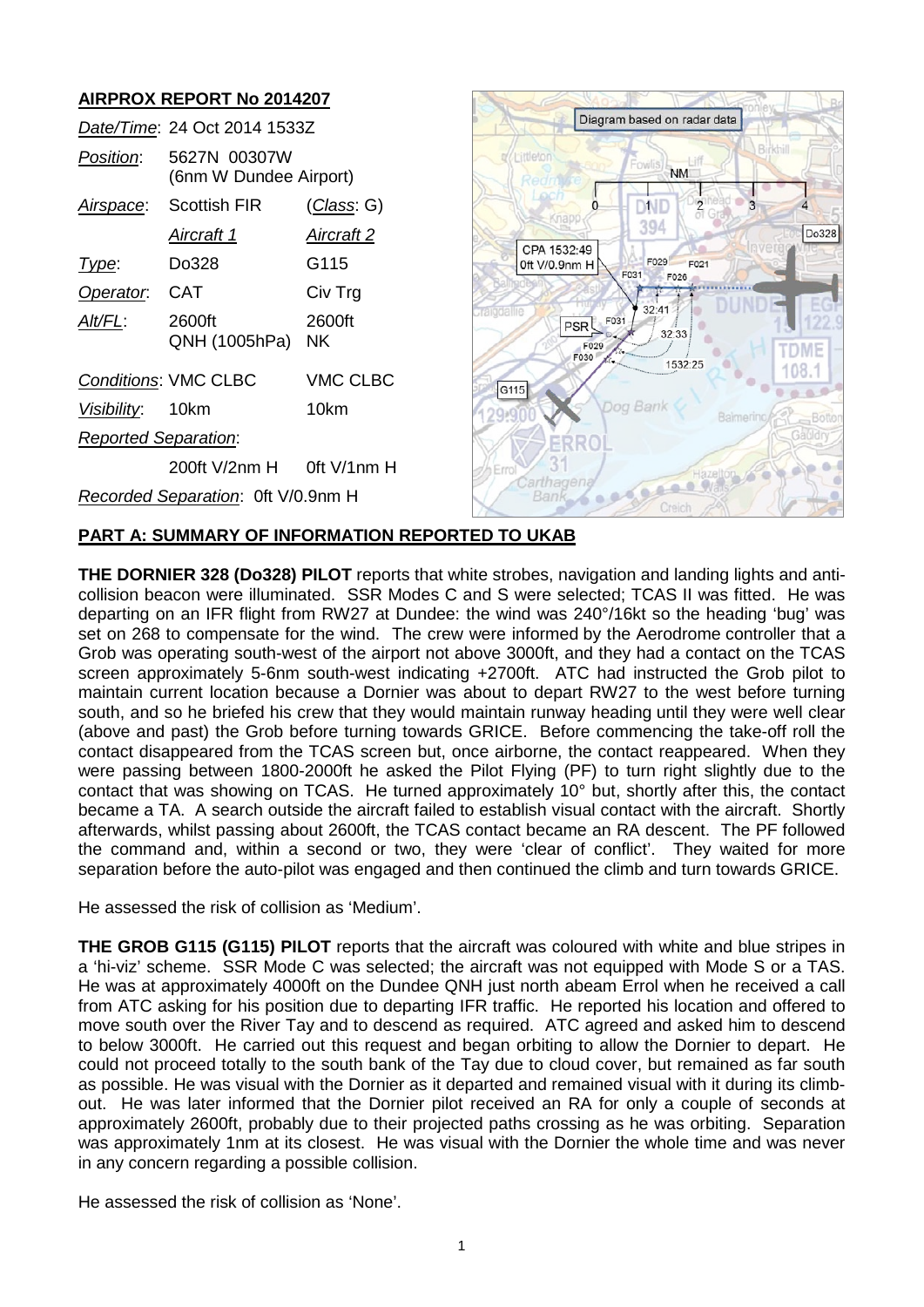## AIRPROX REPORT No 2014207

| | | |
|---|---|---|
| *Date/Time*: | 24 Oct 2014 1533Z | |
| *Position*: | 5627N 00307W (6nm W Dundee Airport) | |
| *Airspace*: | Scottish FIR | (*Class*: G) |
| | *Aircraft 1* | *Aircraft 2* |
| *Type*: | Do328 | G115 |
| *Operator*: | CAT | Civ Trg |
| *Alt/FL*: | 2600ft QNH (1005hPa) | 2600ft NK |
| *Conditions*: | VMC CLBC | VMC CLBC |
| *Visibility*: | 10km | 10km |
| *Reported Separation*: | | |
| | 200ft V/2nm H | 0ft V/1nm H |
| *Recorded Separation*: | 0ft V/0.9nm H | |

## PART A: SUMMARY OF INFORMATION REPORTED TO UKAB

**THE DORNIER 328 (Do328) PILOT** reports that white strobes, navigation and landing lights and anti-collision beacon were illuminated. SSR Modes C and S were selected; TCAS II was fitted. He was departing on an IFR flight from RW27 at Dundee: the wind was 240°/16kt so the heading 'bug' was set on 268 to compensate for the wind. The crew were informed by the Aerodrome controller that a Grob was operating south-west of the airport not above 3000ft, and they had a contact on the TCAS screen approximately 5-6nm south-west indicating +2700ft. ATC had instructed the Grob pilot to maintain current location because a Dornier was about to depart RW27 to the west before turning south, and so he briefed his crew that they would maintain runway heading until they were well clear (above and past) the Grob before turning towards GRICE. Before commencing the take-off roll the contact disappeared from the TCAS screen but, once airborne, the contact reappeared. When they were passing between 1800-2000ft he asked the Pilot Flying (PF) to turn right slightly due to the contact that was showing on TCAS. He turned approximately 10° but, shortly after this, the contact became a TA. A search outside the aircraft failed to establish visual contact with the aircraft. Shortly afterwards, whilst passing about 2600ft, the TCAS contact became an RA descent. The PF followed the command and, within a second or two, they were 'clear of conflict'. They waited for more separation before the auto-pilot was engaged and then continued the climb and turn towards GRICE.

He assessed the risk of collision as 'Medium'.

**THE GROB G115 (G115) PILOT** reports that the aircraft was coloured with white and blue stripes in a 'hi-viz' scheme. SSR Mode C was selected; the aircraft was not equipped with Mode S or a TAS. He was at approximately 4000ft on the Dundee QNH just north abeam Errol when he received a call from ATC asking for his position due to departing IFR traffic. He reported his location and offered to move south over the River Tay and to descend as required. ATC agreed and asked him to descend to below 3000ft. He carried out this request and began orbiting to allow the Dornier to depart. He could not proceed totally to the south bank of the Tay due to cloud cover, but remained as far south as possible. He was visual with the Dornier as it departed and remained visual with it during its climb-out. He was later informed that the Dornier pilot received an RA for only a couple of seconds at approximately 2600ft, probably due to their projected paths crossing as he was orbiting. Separation was approximately 1nm at its closest. He was visual with the Dornier the whole time and was never in any concern regarding a possible collision.

He assessed the risk of collision as 'None'.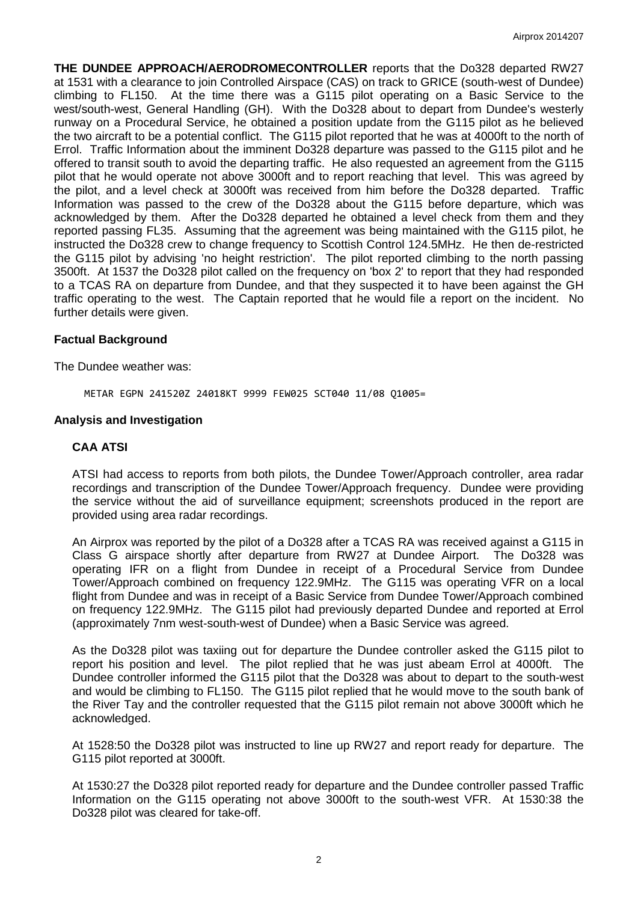**THE DUNDEE APPROACH/AERODROMECONTROLLER** reports that the Do328 departed RW27 at 1531 with a clearance to join Controlled Airspace (CAS) on track to GRICE (south-west of Dundee) climbing to FL150. At the time there was a G115 pilot operating on a Basic Service to the west/south-west, General Handling (GH). With the Do328 about to depart from Dundee's westerly runway on a Procedural Service, he obtained a position update from the G115 pilot as he believed the two aircraft to be a potential conflict. The G115 pilot reported that he was at 4000ft to the north of Errol. Traffic Information about the imminent Do328 departure was passed to the G115 pilot and he offered to transit south to avoid the departing traffic. He also requested an agreement from the G115 pilot that he would operate not above 3000ft and to report reaching that level. This was agreed by the pilot, and a level check at 3000ft was received from him before the Do328 departed. Traffic Information was passed to the crew of the Do328 about the G115 before departure, which was acknowledged by them. After the Do328 departed he obtained a level check from them and they reported passing FL35. Assuming that the agreement was being maintained with the G115 pilot, he instructed the Do328 crew to change frequency to Scottish Control 124.5MHz. He then de-restricted the G115 pilot by advising 'no height restriction'. The pilot reported climbing to the north passing 3500ft. At 1537 the Do328 pilot called on the frequency on 'box 2' to report that they had responded to a TCAS RA on departure from Dundee, and that they suspected it to have been against the GH traffic operating to the west. The Captain reported that he would file a report on the incident. No further details were given.

## Factual Background

The Dundee weather was:

```
METAR EGPN 241520Z 24018KT 9999 FEW025 SCT040 11/08 Q1005=
```

## Analysis and Investigation

### CAA ATSI

ATSI had access to reports from both pilots, the Dundee Tower/Approach controller, area radar recordings and transcription of the Dundee Tower/Approach frequency. Dundee were providing the service without the aid of surveillance equipment; screenshots produced in the report are provided using area radar recordings.

An Airprox was reported by the pilot of a Do328 after a TCAS RA was received against a G115 in Class G airspace shortly after departure from RW27 at Dundee Airport. The Do328 was operating IFR on a flight from Dundee in receipt of a Procedural Service from Dundee Tower/Approach combined on frequency 122.9MHz. The G115 was operating VFR on a local flight from Dundee and was in receipt of a Basic Service from Dundee Tower/Approach combined on frequency 122.9MHz. The G115 pilot had previously departed Dundee and reported at Errol (approximately 7nm west-south-west of Dundee) when a Basic Service was agreed.

As the Do328 pilot was taxiing out for departure the Dundee controller asked the G115 pilot to report his position and level. The pilot replied that he was just abeam Errol at 4000ft. The Dundee controller informed the G115 pilot that the Do328 was about to depart to the south-west and would be climbing to FL150. The G115 pilot replied that he would move to the south bank of the River Tay and the controller requested that the G115 pilot remain not above 3000ft which he acknowledged.

At 1528:50 the Do328 pilot was instructed to line up RW27 and report ready for departure. The G115 pilot reported at 3000ft.

At 1530:27 the Do328 pilot reported ready for departure and the Dundee controller passed Traffic Information on the G115 operating not above 3000ft to the south-west VFR. At 1530:38 the Do328 pilot was cleared for take-off.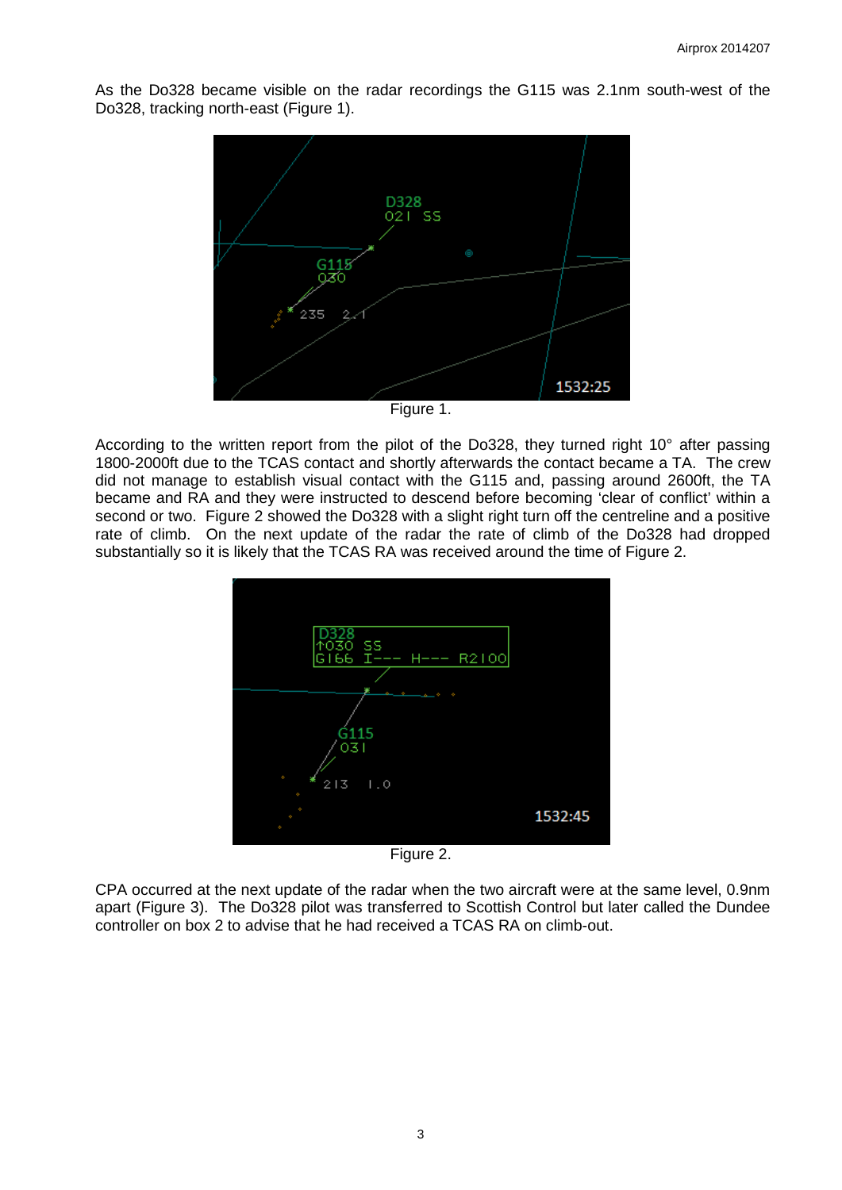As the Do328 became visible on the radar recordings the G115 was 2.1nm south-west of the Do328, tracking north-east (Figure 1).

Figure 1.

According to the written report from the pilot of the Do328, they turned right 10° after passing 1800-2000ft due to the TCAS contact and shortly afterwards the contact became a TA. The crew did not manage to establish visual contact with the G115 and, passing around 2600ft, the TA became and RA and they were instructed to descend before becoming 'clear of conflict' within a second or two. Figure 2 showed the Do328 with a slight right turn off the centreline and a positive rate of climb. On the next update of the radar the rate of climb of the Do328 had dropped substantially so it is likely that the TCAS RA was received around the time of Figure 2.

Figure 2.

CPA occurred at the next update of the radar when the two aircraft were at the same level, 0.9nm apart (Figure 3). The Do328 pilot was transferred to Scottish Control but later called the Dundee controller on box 2 to advise that he had received a TCAS RA on climb-out.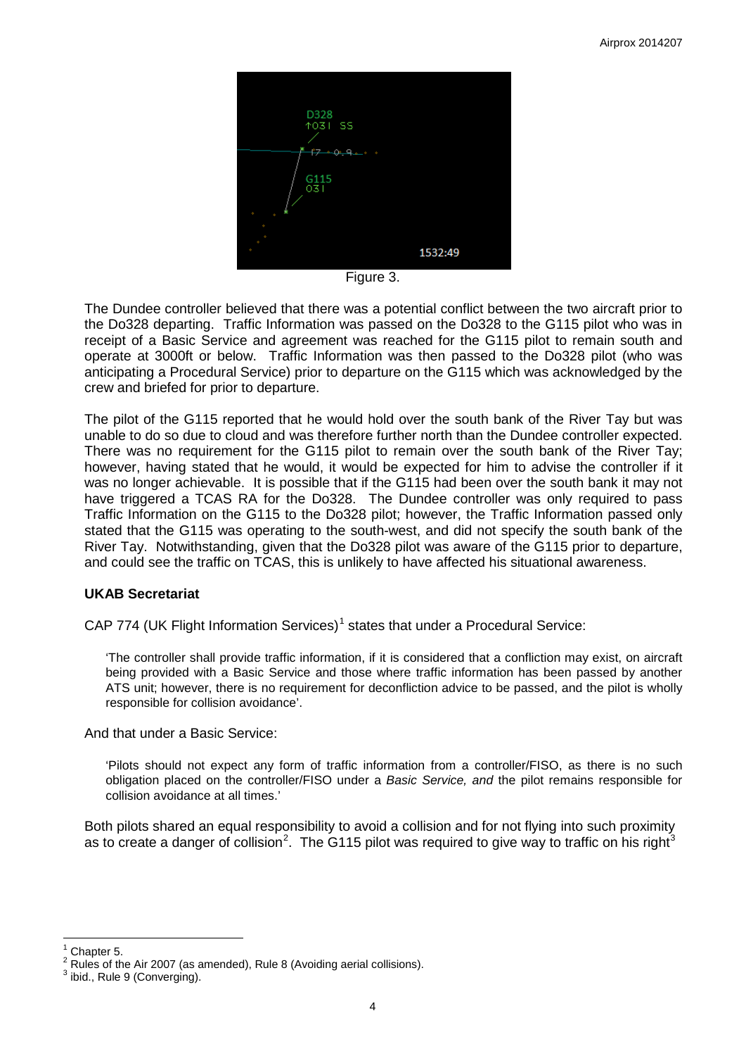Figure 3.

The Dundee controller believed that there was a potential conflict between the two aircraft prior to the Do328 departing. Traffic Information was passed on the Do328 to the G115 pilot who was in receipt of a Basic Service and agreement was reached for the G115 pilot to remain south and operate at 3000ft or below. Traffic Information was then passed to the Do328 pilot (who was anticipating a Procedural Service) prior to departure on the G115 which was acknowledged by the crew and briefed for prior to departure.

The pilot of the G115 reported that he would hold over the south bank of the River Tay but was unable to do so due to cloud and was therefore further north than the Dundee controller expected. There was no requirement for the G115 pilot to remain over the south bank of the River Tay; however, having stated that he would, it would be expected for him to advise the controller if it was no longer achievable. It is possible that if the G115 had been over the south bank it may not have triggered a TCAS RA for the Do328. The Dundee controller was only required to pass Traffic Information on the G115 to the Do328 pilot; however, the Traffic Information passed only stated that the G115 was operating to the south-west, and did not specify the south bank of the River Tay. Notwithstanding, given that the Do328 pilot was aware of the G115 prior to departure, and could see the traffic on TCAS, this is unlikely to have affected his situational awareness.

### UKAB Secretariat

CAP 774 (UK Flight Information Services)[1] states that under a Procedural Service:

> 'The controller shall provide traffic information, if it is considered that a confliction may exist, on aircraft being provided with a Basic Service and those where traffic information has been passed by another ATS unit; however, there is no requirement for deconfliction advice to be passed, and the pilot is wholly responsible for collision avoidance'.

And that under a Basic Service:

> 'Pilots should not expect any form of traffic information from a controller/FISO, as there is no such obligation placed on the controller/FISO under a *Basic Service, and* the pilot remains responsible for collision avoidance at all times.'

Both pilots shared an equal responsibility to avoid a collision and for not flying into such proximity as to create a danger of collision[2]. The G115 pilot was required to give way to traffic on his right[3]

---

[1] Chapter 5.
[2] Rules of the Air 2007 (as amended), Rule 8 (Avoiding aerial collisions).
[3] ibid., Rule 9 (Converging).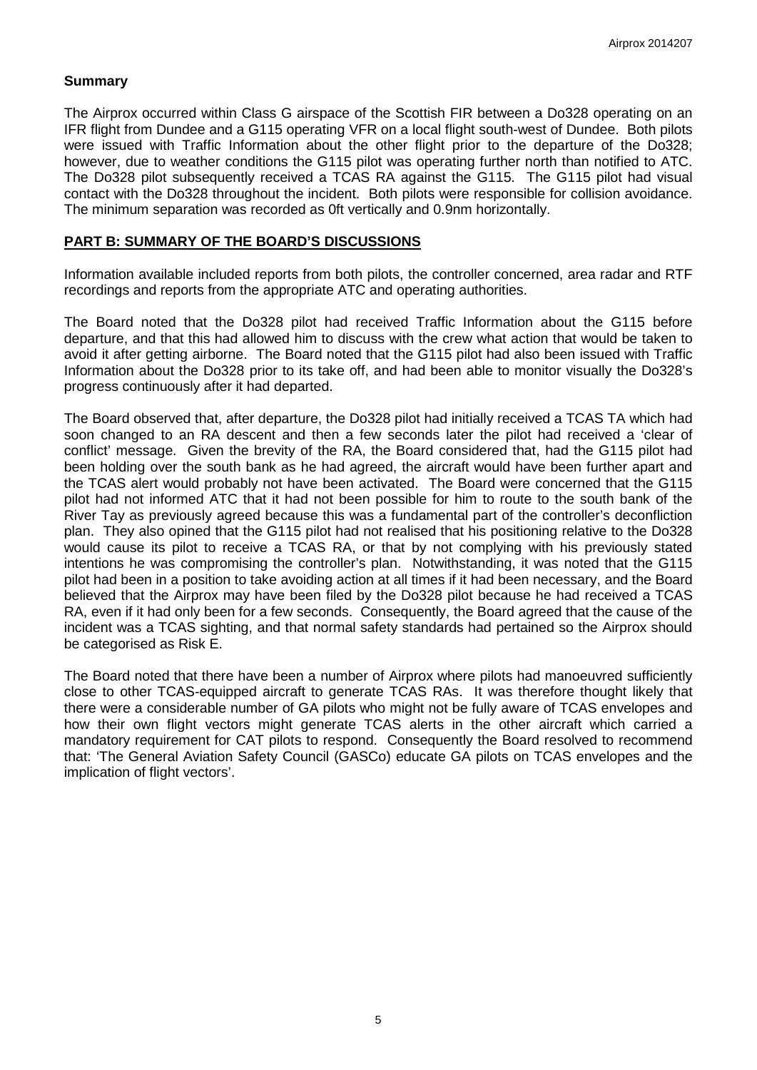## Summary

The Airprox occurred within Class G airspace of the Scottish FIR between a Do328 operating on an IFR flight from Dundee and a G115 operating VFR on a local flight south-west of Dundee. Both pilots were issued with Traffic Information about the other flight prior to the departure of the Do328; however, due to weather conditions the G115 pilot was operating further north than notified to ATC. The Do328 pilot subsequently received a TCAS RA against the G115. The G115 pilot had visual contact with the Do328 throughout the incident. Both pilots were responsible for collision avoidance. The minimum separation was recorded as 0ft vertically and 0.9nm horizontally.

## PART B: SUMMARY OF THE BOARD'S DISCUSSIONS

Information available included reports from both pilots, the controller concerned, area radar and RTF recordings and reports from the appropriate ATC and operating authorities.

The Board noted that the Do328 pilot had received Traffic Information about the G115 before departure, and that this had allowed him to discuss with the crew what action that would be taken to avoid it after getting airborne. The Board noted that the G115 pilot had also been issued with Traffic Information about the Do328 prior to its take off, and had been able to monitor visually the Do328's progress continuously after it had departed.

The Board observed that, after departure, the Do328 pilot had initially received a TCAS TA which had soon changed to an RA descent and then a few seconds later the pilot had received a 'clear of conflict' message. Given the brevity of the RA, the Board considered that, had the G115 pilot had been holding over the south bank as he had agreed, the aircraft would have been further apart and the TCAS alert would probably not have been activated. The Board were concerned that the G115 pilot had not informed ATC that it had not been possible for him to route to the south bank of the River Tay as previously agreed because this was a fundamental part of the controller's deconfliction plan. They also opined that the G115 pilot had not realised that his positioning relative to the Do328 would cause its pilot to receive a TCAS RA, or that by not complying with his previously stated intentions he was compromising the controller's plan. Notwithstanding, it was noted that the G115 pilot had been in a position to take avoiding action at all times if it had been necessary, and the Board believed that the Airprox may have been filed by the Do328 pilot because he had received a TCAS RA, even if it had only been for a few seconds. Consequently, the Board agreed that the cause of the incident was a TCAS sighting, and that normal safety standards had pertained so the Airprox should be categorised as Risk E.

The Board noted that there have been a number of Airprox where pilots had manoeuvred sufficiently close to other TCAS-equipped aircraft to generate TCAS RAs. It was therefore thought likely that there were a considerable number of GA pilots who might not be fully aware of TCAS envelopes and how their own flight vectors might generate TCAS alerts in the other aircraft which carried a mandatory requirement for CAT pilots to respond. Consequently the Board resolved to recommend that: 'The General Aviation Safety Council (GASCo) educate GA pilots on TCAS envelopes and the implication of flight vectors'.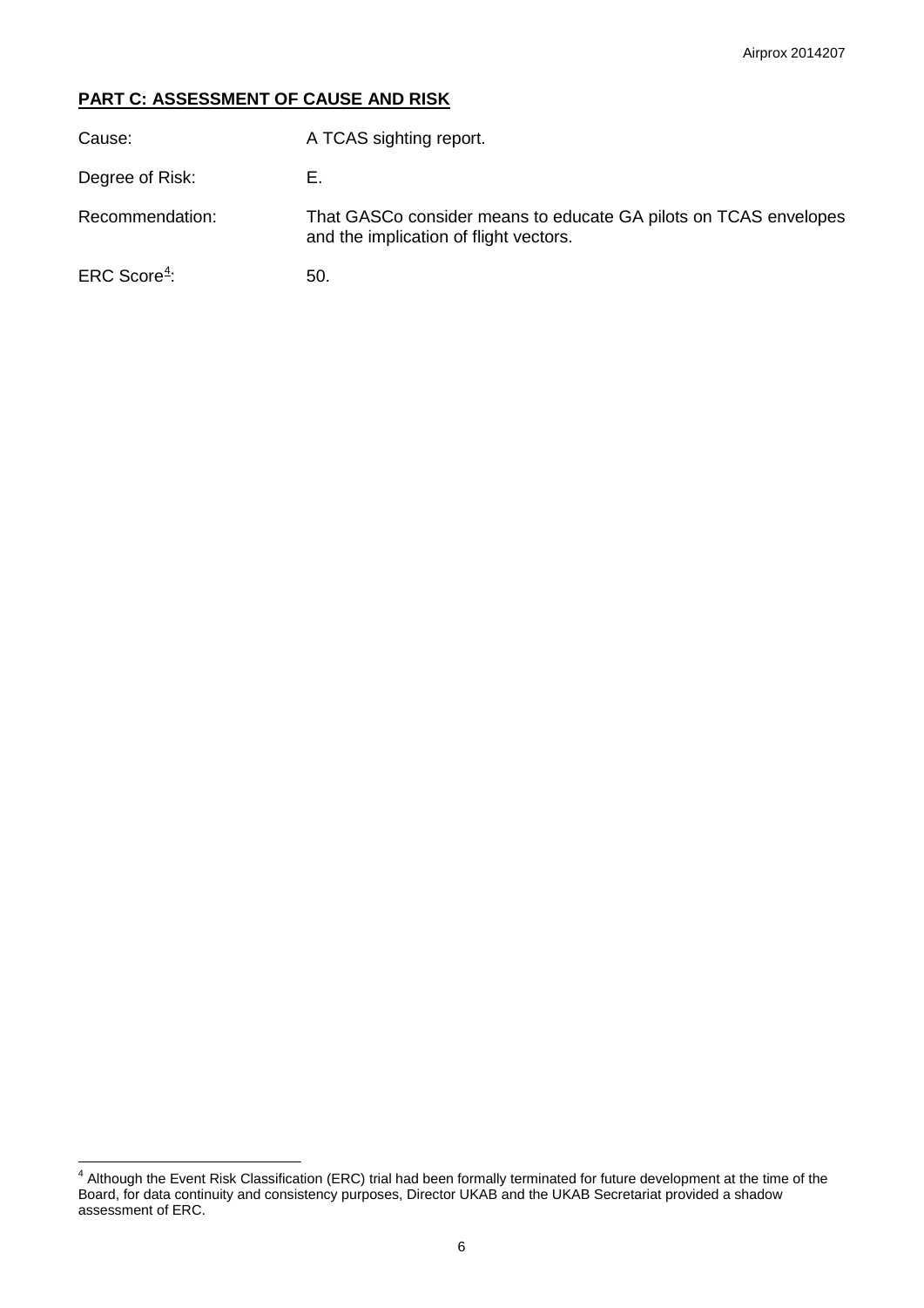**PART C: ASSESSMENT OF CAUSE AND RISK**

Cause: A TCAS sighting report.

Degree of Risk: E.

Recommendation: That GASCo consider means to educate GA pilots on TCAS envelopes and the implication of flight vectors.

ERC Score[4]: 50.

[4] Although the Event Risk Classification (ERC) trial had been formally terminated for future development at the time of the Board, for data continuity and consistency purposes, Director UKAB and the UKAB Secretariat provided a shadow assessment of ERC.